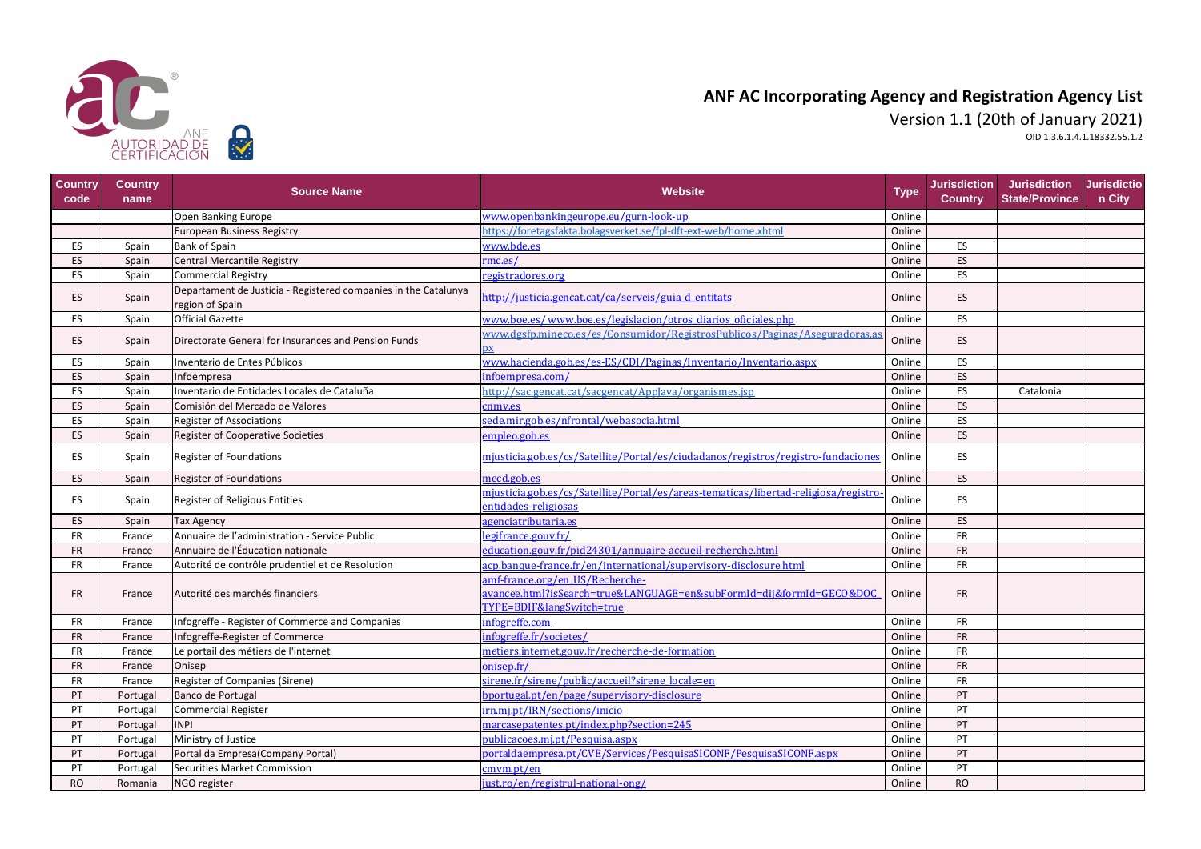# ANF AC Incorporating Agency and Registration Agency List

Version 1.1 (20th of January 2021)

OID 1.3.6.1.4.1.18332.55.1.2

| Country code | Country name | Source Name | Website | Type | Jurisdiction Country | Jurisdiction State/Province | Jurisdiction City |
|---|---|---|---|---|---|---|---|
| | | Open Banking Europe | www.openbankingeurope.eu/gurn-look-up | Online | | | |
| | | European Business Registry | https://foretagsfakta.bolagsverket.se/fpl-dft-ext-web/home.xhtml | Online | | | |
| ES | Spain | Bank of Spain | www.bde.es | Online | ES | | |
| ES | Spain | Central Mercantile Registry | rmc.es/ | Online | ES | | |
| ES | Spain | Commercial Registry | registradores.org | Online | ES | | |
| ES | Spain | Departament de Justícia - Registered companies in the Catalunya region of Spain | http://justicia.gencat.cat/ca/serveis/guia_d_entitats | Online | ES | | |
| ES | Spain | Official Gazette | www.boe.es/ www.boe.es/legislacion/otros_diarios_oficiales.php | Online | ES | | |
| ES | Spain | Directorate General for Insurances and Pension Funds | www.dgsfp.mineco.es/es/Consumidor/RegistrosPublicos/Paginas/Aseguradoras.aspx | Online | ES | | |
| ES | Spain | Inventario de Entes Públicos | www.hacienda.gob.es/es-ES/CDI/Paginas/Inventario/Inventario.aspx | Online | ES | | |
| ES | Spain | Infoempresa | infoempresa.com/ | Online | ES | | |
| ES | Spain | Inventario de Entidades Locales de Cataluña | http://sac.gencat.cat/sacgencat/AppJava/organismes.jsp | Online | ES | Catalonia | |
| ES | Spain | Comisión del Mercado de Valores | cnmv.es | Online | ES | | |
| ES | Spain | Register of Associations | sede.mir.gob.es/nfrontal/webasocia.html | Online | ES | | |
| ES | Spain | Register of Cooperative Societies | empleo.gob.es | Online | ES | | |
| ES | Spain | Register of Foundations | mjusticia.gob.es/cs/Satellite/Portal/es/ciudadanos/registros/registro-fundaciones | Online | ES | | |
| ES | Spain | Register of Foundations | mecd.gob.es | Online | ES | | |
| ES | Spain | Register of Religious Entities | mjusticia.gob.es/cs/Satellite/Portal/es/areas-tematicas/libertad-religiosa/registro-entidades-religiosas | Online | ES | | |
| ES | Spain | Tax Agency | agenciatributaria.es | Online | ES | | |
| FR | France | Annuaire de l'administration - Service Public | legifrance.gouv.fr/ | Online | FR | | |
| FR | France | Annuaire de l'Éducation nationale | education.gouv.fr/pid24301/annuaire-accueil-recherche.html | Online | FR | | |
| FR | France | Autorité de contrôle prudentiel et de Resolution | acp.banque-france.fr/en/international/supervisory-disclosure.html | Online | FR | | |
| FR | France | Autorité des marchés financiers | amf-france.org/en_US/Recherche-avancee.html?isSearch=true&LANGUAGE=en&subFormId=dij&formId=GECO&DOC_TYPE=BDIF&langSwitch=true | Online | FR | | |
| FR | France | Infogreffe - Register of Commerce and Companies | infogreffe.com | Online | FR | | |
| FR | France | Infogreffe-Register of Commerce | infogreffe.fr/societes/ | Online | FR | | |
| FR | France | Le portail des métiers de l'internet | metiers.internet.gouv.fr/recherche-de-formation | Online | FR | | |
| FR | France | Onisep | onisep.fr/ | Online | FR | | |
| FR | France | Register of Companies (Sirene) | sirene.fr/sirene/public/accueil?sirene_locale=en | Online | FR | | |
| PT | Portugal | Banco de Portugal | bportugal.pt/en/page/supervisory-disclosure | Online | PT | | |
| PT | Portugal | Commercial Register | irn.mj.pt/IRN/sections/inicio | Online | PT | | |
| PT | Portugal | INPI | marcasepatentes.pt/index.php?section=245 | Online | PT | | |
| PT | Portugal | Ministry of Justice | publicacoes.mj.pt/Pesquisa.aspx | Online | PT | | |
| PT | Portugal | Portal da Empresa(Company Portal) | portaldaempresa.pt/CVE/Services/PesquisaSICONF/PesquisaSICONF.aspx | Online | PT | | |
| PT | Portugal | Securities Market Commission | cmvm.pt/en | Online | PT | | |
| RO | Romania | NGO register | just.ro/en/registrul-national-ong/ | Online | RO | | |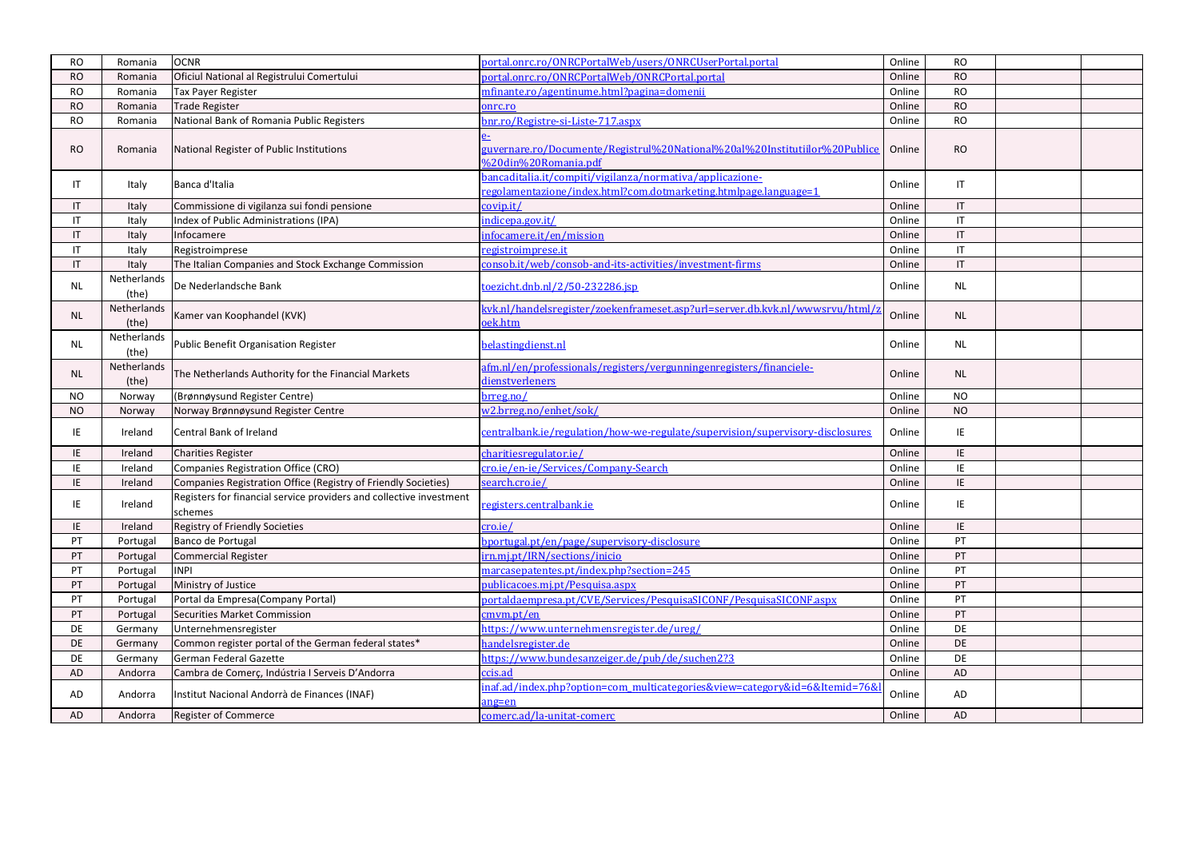| RO | Romania | OCNR | portal.onrc.ro/ONRCPortalWeb/users/ONRCUserPortal.portal | Online | RO | | |
|---|---|---|---|---|---|---|---|
| RO | Romania | Oficiul National al Registrului Comertului | portal.onrc.ro/ONRCPortalWeb/ONRCPortal.portal | Online | RO | | |
| RO | Romania | Tax Payer Register | mfinante.ro/agentinume.html?pagina=domenii | Online | RO | | |
| RO | Romania | Trade Register | onrc.ro | Online | RO | | |
| RO | Romania | National Bank of Romania Public Registers | bnr.ro/Registre-si-Liste-717.aspx | Online | RO | | |
| RO | Romania | National Register of Public Institutions | e-guvernare.ro/Documente/Registrul%20National%20al%20Institutiilor%20Publice%20din%20Romania.pdf | Online | RO | | |
| IT | Italy | Banca d'Italia | bancaditalia.it/compiti/vigilanza/normativa/applicazione-regolamentazione/index.html?com.dotmarketing.htmlpage.language=1 | Online | IT | | |
| IT | Italy | Commissione di vigilanza sui fondi pensione | covip.it/ | Online | IT | | |
| IT | Italy | Index of Public Administrations (IPA) | indicepa.gov.it/ | Online | IT | | |
| IT | Italy | Infocamere | infocamere.it/en/mission | Online | IT | | |
| IT | Italy | Registroimprese | registroimprese.it | Online | IT | | |
| IT | Italy | The Italian Companies and Stock Exchange Commission | consob.it/web/consob-and-its-activities/investment-firms | Online | IT | | |
| NL | Netherlands (the) | De Nederlandsche Bank | toezicht.dnb.nl/2/50-232286.jsp | Online | NL | | |
| NL | Netherlands (the) | Kamer van Koophandel (KVK) | kvk.nl/handelsregister/zoekenframeset.asp?url=server.db.kvk.nl/wwwsrvu/html/zoek.htm | Online | NL | | |
| NL | Netherlands (the) | Public Benefit Organisation Register | belastingdienst.nl | Online | NL | | |
| NL | Netherlands (the) | The Netherlands Authority for the Financial Markets | afm.nl/en/professionals/registers/vergunningenregisters/financiele-dienstverleners | Online | NL | | |
| NO | Norway | (Brønnøysund Register Centre) | brreg.no/ | Online | NO | | |
| NO | Norway | Norway Brønnøysund Register Centre | w2.brreg.no/enhet/sok/ | Online | NO | | |
| IE | Ireland | Central Bank of Ireland | centralbank.ie/regulation/how-we-regulate/supervision/supervisory-disclosures | Online | IE | | |
| IE | Ireland | Charities Register | charitiesregulator.ie/ | Online | IE | | |
| IE | Ireland | Companies Registration Office (CRO) | cro.ie/en-ie/Services/Company-Search | Online | IE | | |
| IE | Ireland | Companies Registration Office (Registry of Friendly Societies) | search.cro.ie/ | Online | IE | | |
| IE | Ireland | Registers for financial service providers and collective investment schemes | registers.centralbank.ie | Online | IE | | |
| IE | Ireland | Registry of Friendly Societies | cro.ie/ | Online | IE | | |
| PT | Portugal | Banco de Portugal | bportugal.pt/en/page/supervisory-disclosure | Online | PT | | |
| PT | Portugal | Commercial Register | irn.mj.pt/IRN/sections/inicio | Online | PT | | |
| PT | Portugal | INPI | marcasepatentes.pt/index.php?section=245 | Online | PT | | |
| PT | Portugal | Ministry of Justice | publicacoes.mj.pt/Pesquisa.aspx | Online | PT | | |
| PT | Portugal | Portal da Empresa(Company Portal) | portaldaempresa.pt/CVE/Services/PesquisaSICONF/PesquisaSICONF.aspx | Online | PT | | |
| PT | Portugal | Securities Market Commission | cmvm.pt/en | Online | PT | | |
| DE | Germany | Unternehmensregister | https://www.unternehmensregister.de/ureg/ | Online | DE | | |
| DE | Germany | Common register portal of the German federal states* | handelsregister.de | Online | DE | | |
| DE | Germany | German Federal Gazette | https://www.bundesanzeiger.de/pub/de/suchen2?3 | Online | DE | | |
| AD | Andorra | Cambra de Comerç, Indústria I Serveis D'Andorra | ccis.ad | Online | AD | | |
| AD | Andorra | Institut Nacional Andorrà de Finances (INAF) | inaf.ad/index.php?option=com_multicategories&view=category&id=6&Itemid=76&lang=en | Online | AD | | |
| AD | Andorra | Register of Commerce | comerc.ad/la-unitat-comerc | Online | AD | | |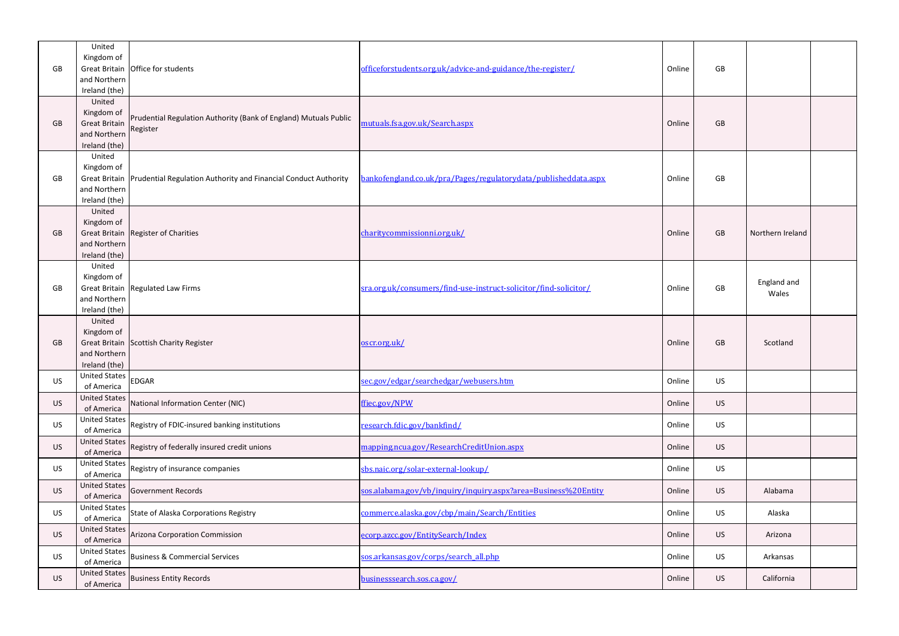| | | | | | | | |
|---|---|---|---|---|---|---|---|
| GB | United Kingdom of Great Britain and Northern Ireland (the) | Office for students | officeforstudents.org.uk/advice-and-guidance/the-register/ | Online | GB | | |
| GB | United Kingdom of Great Britain and Northern Ireland (the) | Prudential Regulation Authority (Bank of England) Mutuals Public Register | mutuals.fsa.gov.uk/Search.aspx | Online | GB | | |
| GB | United Kingdom of Great Britain and Northern Ireland (the) | Prudential Regulation Authority and Financial Conduct Authority | bankofengland.co.uk/pra/Pages/regulatorydata/publisheddata.aspx | Online | GB | | |
| GB | United Kingdom of Great Britain and Northern Ireland (the) | Register of Charities | charitycommissionni.org.uk/ | Online | GB | Northern Ireland | |
| GB | United Kingdom of Great Britain and Northern Ireland (the) | Regulated Law Firms | sra.org.uk/consumers/find-use-instruct-solicitor/find-solicitor/ | Online | GB | England and Wales | |
| GB | United Kingdom of Great Britain and Northern Ireland (the) | Scottish Charity Register | oscr.org.uk/ | Online | GB | Scotland | |
| US | United States of America | EDGAR | sec.gov/edgar/searchedgar/webusers.htm | Online | US | | |
| US | United States of America | National Information Center (NIC) | ffiec.gov/NPW | Online | US | | |
| US | United States of America | Registry of FDIC-insured banking institutions | research.fdic.gov/bankfind/ | Online | US | | |
| US | United States of America | Registry of federally insured credit unions | mapping.ncua.gov/ResearchCreditUnion.aspx | Online | US | | |
| US | United States of America | Registry of insurance companies | sbs.naic.org/solar-external-lookup/ | Online | US | | |
| US | United States of America | Government Records | sos.alabama.gov/vb/inquiry/inquiry.aspx?area=Business%20Entity | Online | US | Alabama | |
| US | United States of America | State of Alaska Corporations Registry | commerce.alaska.gov/cbp/main/Search/Entities | Online | US | Alaska | |
| US | United States of America | Arizona Corporation Commission | ecorp.azcc.gov/EntitySearch/Index | Online | US | Arizona | |
| US | United States of America | Business & Commercial Services | sos.arkansas.gov/corps/search_all.php | Online | US | Arkansas | |
| US | United States of America | Business Entity Records | businesssearch.sos.ca.gov/ | Online | US | California | |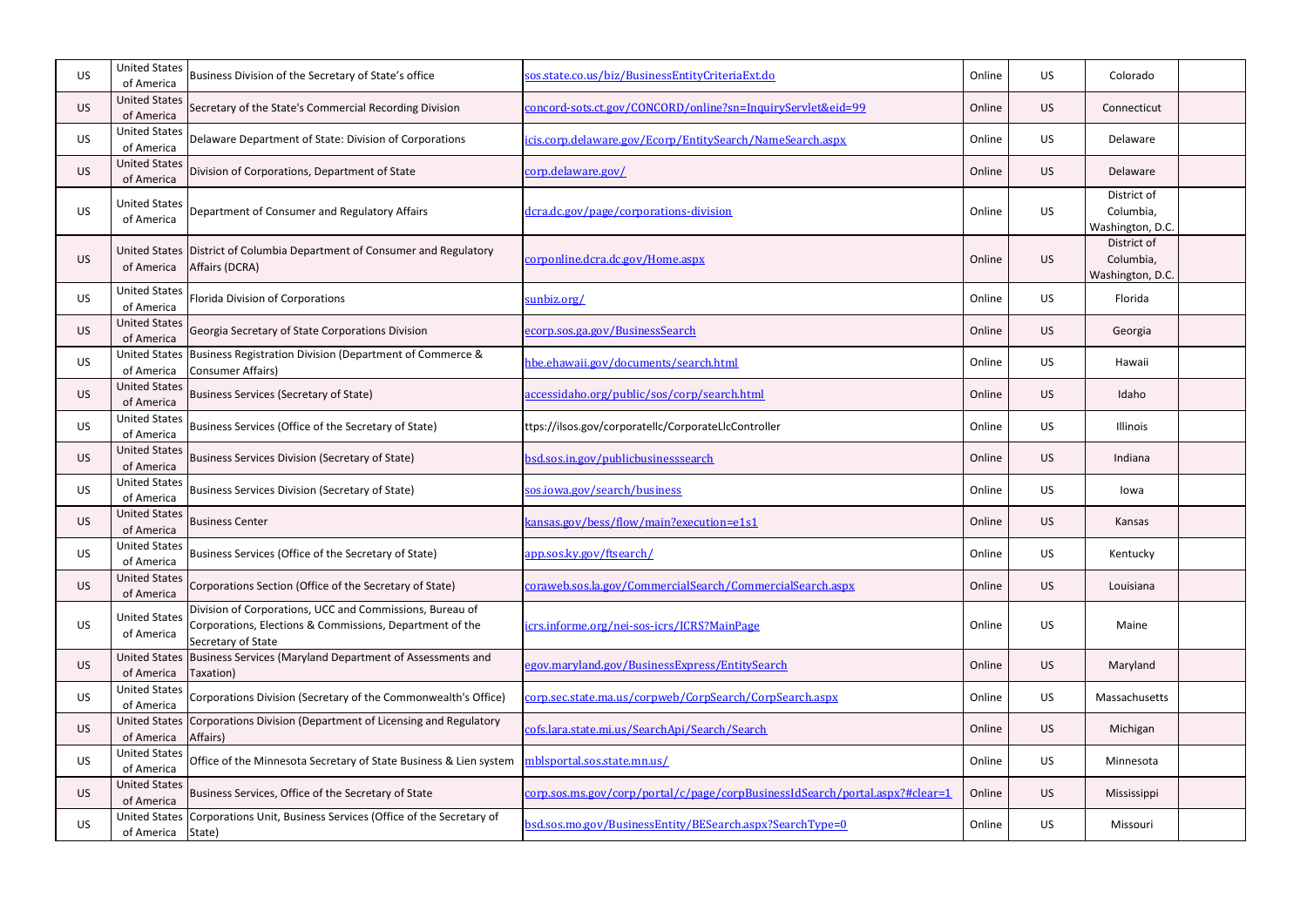| US | United States of America | Business Division of the Secretary of State's office | sos.state.co.us/biz/BusinessEntityCriteriaExt.do | Online | US | Colorado | |
|---|---|---|---|---|---|---|---|
| US | United States of America | Secretary of the State's Commercial Recording Division | concord-sots.ct.gov/CONCORD/online?sn=InquiryServlet&eid=99 | Online | US | Connecticut | |
| US | United States of America | Delaware Department of State: Division of Corporations | icis.corp.delaware.gov/Ecorp/EntitySearch/NameSearch.aspx | Online | US | Delaware | |
| US | United States of America | Division of Corporations, Department of State | corp.delaware.gov/ | Online | US | Delaware | |
| US | United States of America | Department of Consumer and Regulatory Affairs | dcra.dc.gov/page/corporations-division | Online | US | District of Columbia, Washington, D.C. | |
| US | United States of America | District of Columbia Department of Consumer and Regulatory Affairs (DCRA) | corponline.dcra.dc.gov/Home.aspx | Online | US | District of Columbia, Washington, D.C. | |
| US | United States of America | Florida Division of Corporations | sunbiz.org/ | Online | US | Florida | |
| US | United States of America | Georgia Secretary of State Corporations Division | ecorp.sos.ga.gov/BusinessSearch | Online | US | Georgia | |
| US | United States of America | Business Registration Division (Department of Commerce & Consumer Affairs) | hbe.ehawaii.gov/documents/search.html | Online | US | Hawaii | |
| US | United States of America | Business Services (Secretary of State) | accessidaho.org/public/sos/corp/search.html | Online | US | Idaho | |
| US | United States of America | Business Services (Office of the Secretary of State) | ttps://ilsos.gov/corporatellc/CorporateLlcController | Online | US | Illinois | |
| US | United States of America | Business Services Division (Secretary of State) | bsd.sos.in.gov/publicbusinesssearch | Online | US | Indiana | |
| US | United States of America | Business Services Division (Secretary of State) | sos.iowa.gov/search/business | Online | US | Iowa | |
| US | United States of America | Business Center | kansas.gov/bess/flow/main?execution=e1s1 | Online | US | Kansas | |
| US | United States of America | Business Services (Office of the Secretary of State) | app.sos.ky.gov/ftsearch/ | Online | US | Kentucky | |
| US | United States of America | Corporations Section (Office of the Secretary of State) | coraweb.sos.la.gov/CommercialSearch/CommercialSearch.aspx | Online | US | Louisiana | |
| US | United States of America | Division of Corporations, UCC and Commissions, Bureau of Corporations, Elections & Commissions, Department of the Secretary of State | icrs.informe.org/nei-sos-icrs/ICRS?MainPage | Online | US | Maine | |
| US | United States of America | Business Services (Maryland Department of Assessments and Taxation) | egov.maryland.gov/BusinessExpress/EntitySearch | Online | US | Maryland | |
| US | United States of America | Corporations Division (Secretary of the Commonwealth's Office) | corp.sec.state.ma.us/corpweb/CorpSearch/CorpSearch.aspx | Online | US | Massachusetts | |
| US | United States of America | Corporations Division (Department of Licensing and Regulatory Affairs) | cofs.lara.state.mi.us/SearchApi/Search/Search | Online | US | Michigan | |
| US | United States of America | Office of the Minnesota Secretary of State Business & Lien system | mblsportal.sos.state.mn.us/ | Online | US | Minnesota | |
| US | United States of America | Business Services, Office of the Secretary of State | corp.sos.ms.gov/corp/portal/c/page/corpBusinessIdSearch/portal.aspx?#clear=1 | Online | US | Mississippi | |
| US | United States of America | Corporations Unit, Business Services (Office of the Secretary of State) | bsd.sos.mo.gov/BusinessEntity/BESearch.aspx?SearchType=0 | Online | US | Missouri | |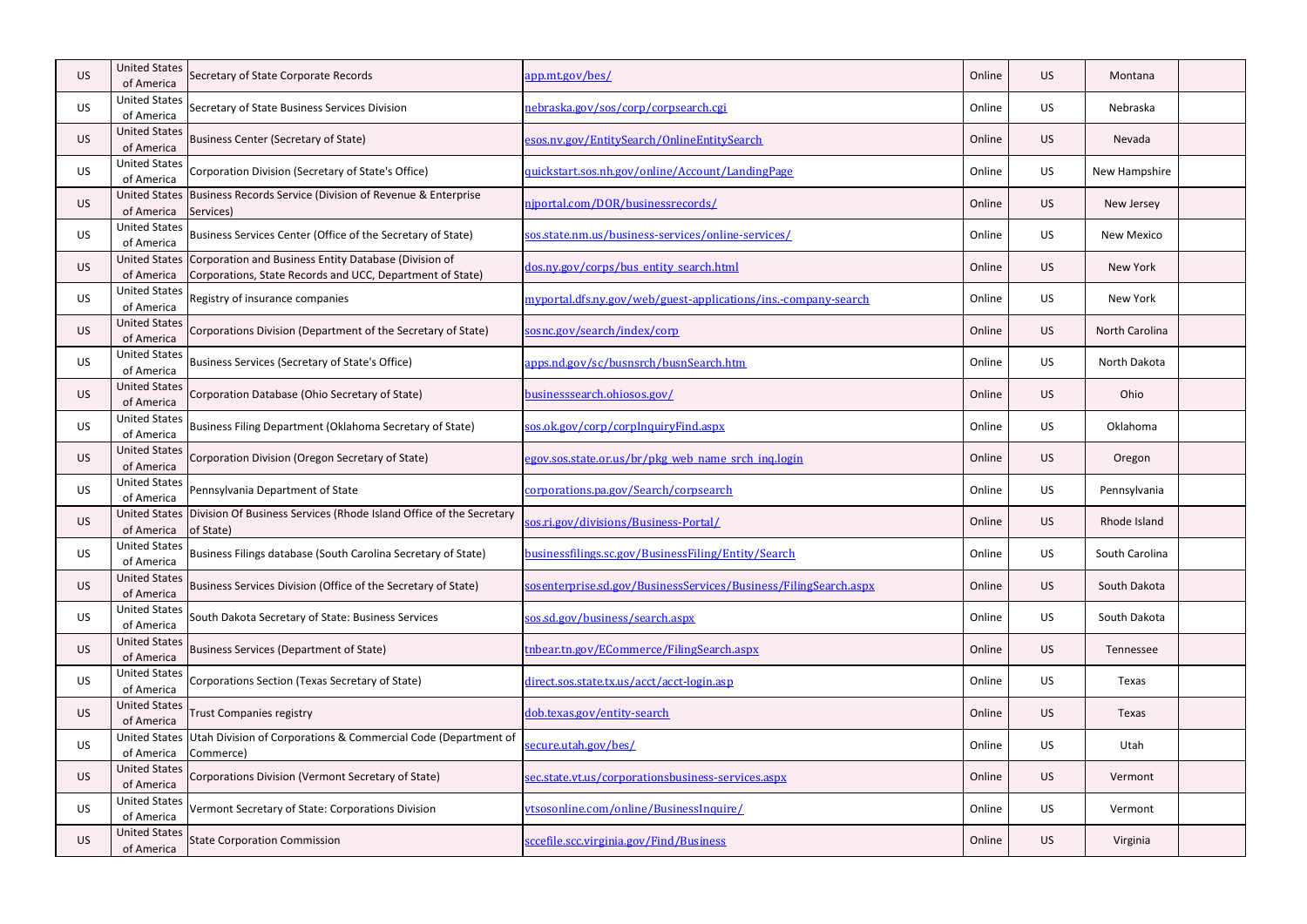| US | United States of America | Secretary of State Corporate Records | app.mt.gov/bes/ | Online | US | Montana | |
|---|---|---|---|---|---|---|---|
| US | United States of America | Secretary of State Business Services Division | nebraska.gov/sos/corp/corpsearch.cgi | Online | US | Nebraska | |
| US | United States of America | Business Center (Secretary of State) | esos.nv.gov/EntitySearch/OnlineEntitySearch | Online | US | Nevada | |
| US | United States of America | Corporation Division (Secretary of State's Office) | quickstart.sos.nh.gov/online/Account/LandingPage | Online | US | New Hampshire | |
| US | United States of America | Business Records Service (Division of Revenue & Enterprise Services) | njportal.com/DOR/businessrecords/ | Online | US | New Jersey | |
| US | United States of America | Business Services Center (Office of the Secretary of State) | sos.state.nm.us/business-services/online-services/ | Online | US | New Mexico | |
| US | United States of America | Corporation and Business Entity Database (Division of Corporations, State Records and UCC, Department of State) | dos.ny.gov/corps/bus_entity_search.html | Online | US | New York | |
| US | United States of America | Registry of insurance companies | myportal.dfs.ny.gov/web/guest-applications/ins.-company-search | Online | US | New York | |
| US | United States of America | Corporations Division (Department of the Secretary of State) | sosnc.gov/search/index/corp | Online | US | North Carolina | |
| US | United States of America | Business Services (Secretary of State's Office) | apps.nd.gov/sc/busnsrch/busnSearch.htm | Online | US | North Dakota | |
| US | United States of America | Corporation Database (Ohio Secretary of State) | businesssearch.ohiosos.gov/ | Online | US | Ohio | |
| US | United States of America | Business Filing Department (Oklahoma Secretary of State) | sos.ok.gov/corp/corpInquiryFind.aspx | Online | US | Oklahoma | |
| US | United States of America | Corporation Division (Oregon Secretary of State) | egov.sos.state.or.us/br/pkg_web_name_srch_inq.login | Online | US | Oregon | |
| US | United States of America | Pennsylvania Department of State | corporations.pa.gov/Search/corpsearch | Online | US | Pennsylvania | |
| US | United States of America | Division Of Business Services (Rhode Island Office of the Secretary of State) | sos.ri.gov/divisions/Business-Portal/ | Online | US | Rhode Island | |
| US | United States of America | Business Filings database (South Carolina Secretary of State) | businessfilings.sc.gov/BusinessFiling/Entity/Search | Online | US | South Carolina | |
| US | United States of America | Business Services Division (Office of the Secretary of State) | sosenterprise.sd.gov/BusinessServices/Business/FilingSearch.aspx | Online | US | South Dakota | |
| US | United States of America | South Dakota Secretary of State: Business Services | sos.sd.gov/business/search.aspx | Online | US | South Dakota | |
| US | United States of America | Business Services (Department of State) | tnbear.tn.gov/ECommerce/FilingSearch.aspx | Online | US | Tennessee | |
| US | United States of America | Corporations Section (Texas Secretary of State) | direct.sos.state.tx.us/acct/acct-login.asp | Online | US | Texas | |
| US | United States of America | Trust Companies registry | dob.texas.gov/entity-search | Online | US | Texas | |
| US | United States of America | Utah Division of Corporations & Commercial Code (Department of Commerce) | secure.utah.gov/bes/ | Online | US | Utah | |
| US | United States of America | Corporations Division (Vermont Secretary of State) | sec.state.vt.us/corporationsbusiness-services.aspx | Online | US | Vermont | |
| US | United States of America | Vermont Secretary of State: Corporations Division | vtsosonline.com/online/BusinessInquire/ | Online | US | Vermont | |
| US | United States of America | State Corporation Commission | sccefile.scc.virginia.gov/Find/Business | Online | US | Virginia | |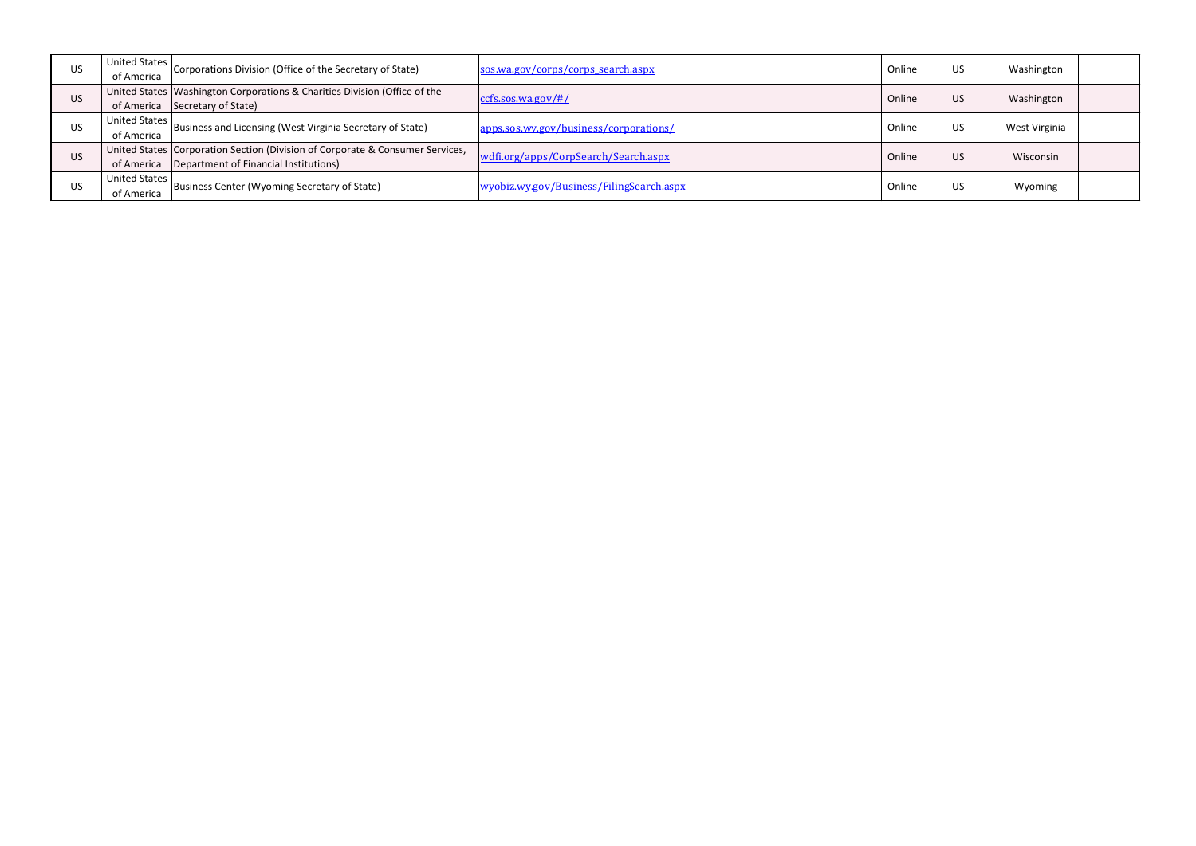| | | | | | | | |
|---|---|---|---|---|---|---|---|
| US | United States of America | Corporations Division (Office of the Secretary of State) | sos.wa.gov/corps/corps_search.aspx | Online | US | Washington | |
| US | United States of America | Washington Corporations & Charities Division (Office of the Secretary of State) | ccfs.sos.wa.gov/#/ | Online | US | Washington | |
| US | United States of America | Business and Licensing (West Virginia Secretary of State) | apps.sos.wv.gov/business/corporations/ | Online | US | West Virginia | |
| US | United States of America | Corporation Section (Division of Corporate & Consumer Services, Department of Financial Institutions) | wdfi.org/apps/CorpSearch/Search.aspx | Online | US | Wisconsin | |
| US | United States of America | Business Center (Wyoming Secretary of State) | wyobiz.wy.gov/Business/FilingSearch.aspx | Online | US | Wyoming | |